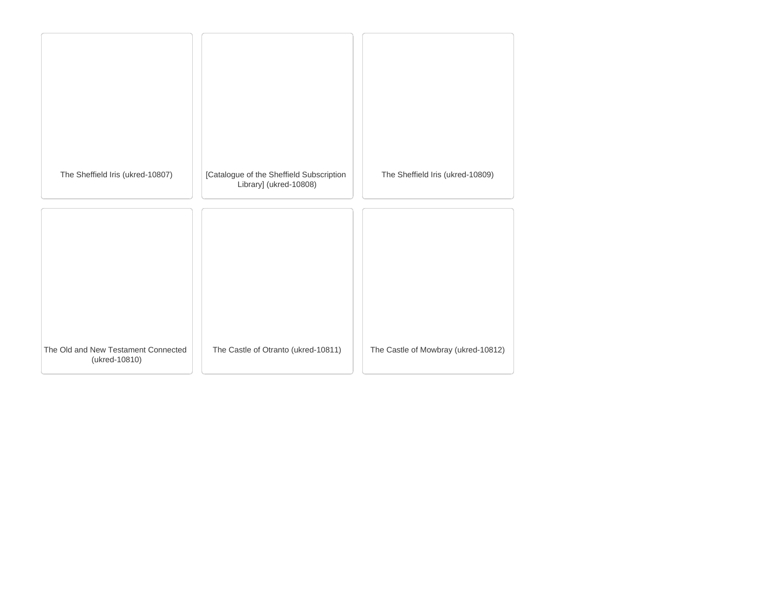The Sheffield Iris (ukred-10807)

[Catalogue of the Sheffield Subscription Library] (ukred-10808)

The Sheffield Iris (ukred-10809)

The Old and New Testament Connected (ukred-10810)

The Castle of Otranto (ukred-10811)

The Castle of Mowbray (ukred-10812)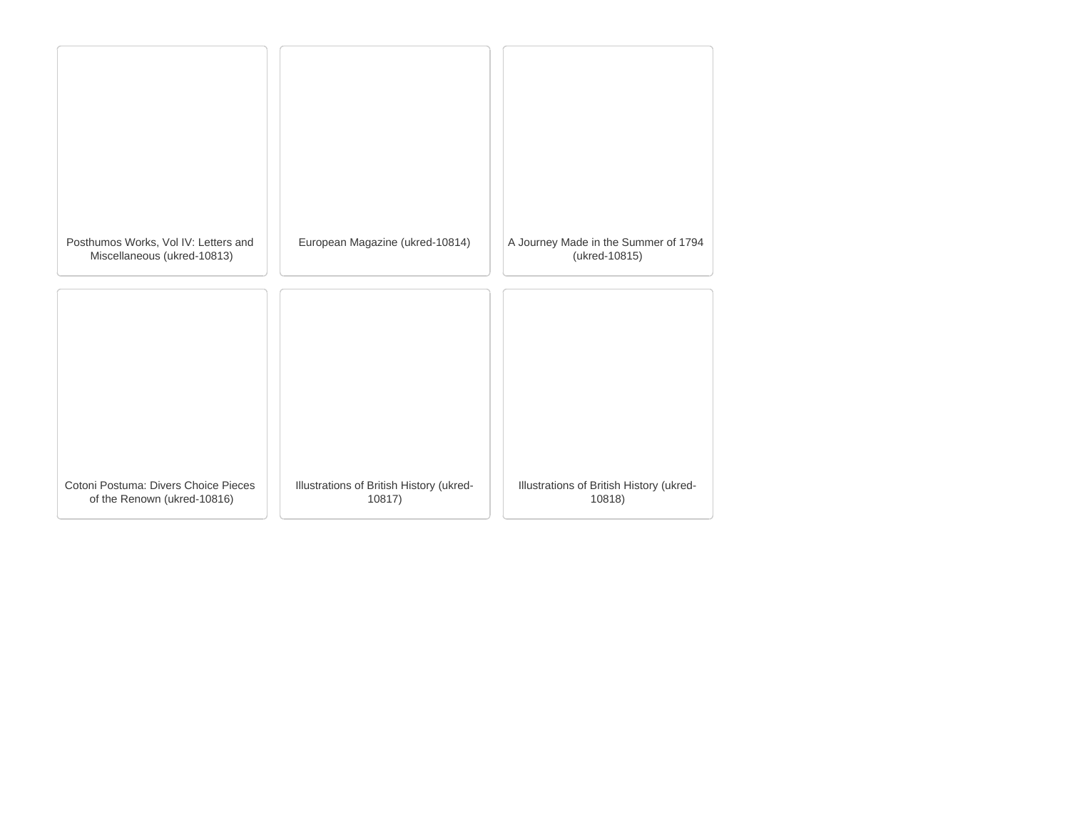Posthumos Works, Vol IV: Letters and Miscellaneous (ukred-10813)

European Magazine (ukred-10814)

A Journey Made in the Summer of 1794 (ukred-10815)

Cotoni Postuma: Divers Choice Pieces of the Renown (ukred-10816)

Illustrations of British History (ukred-10817)

Illustrations of British History (ukred-10818)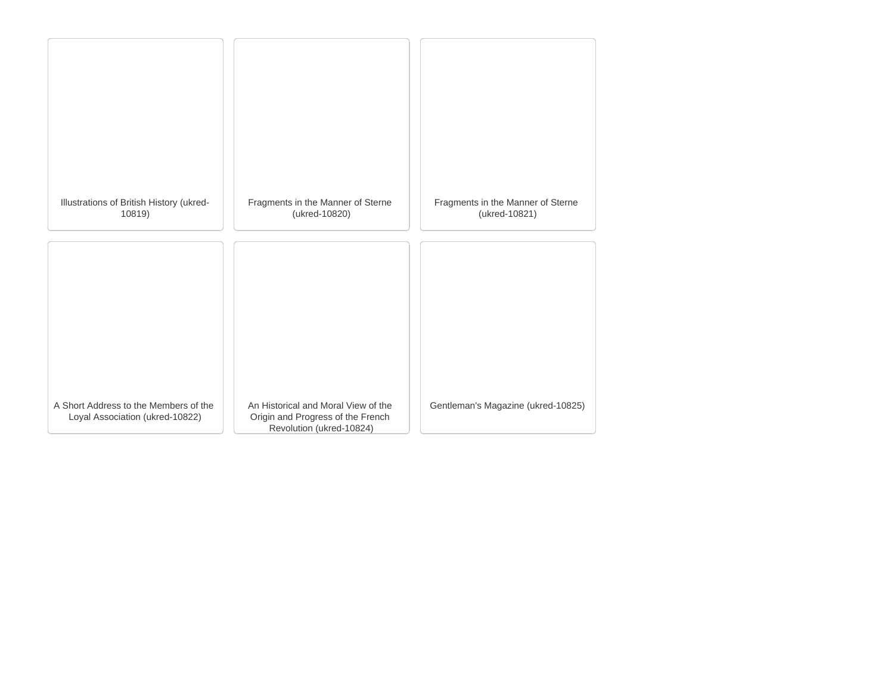Illustrations of British History (ukred-10819)

Fragments in the Manner of Sterne (ukred-10820)

Fragments in the Manner of Sterne (ukred-10821)

A Short Address to the Members of the Loyal Association (ukred-10822)

An Historical and Moral View of the Origin and Progress of the French Revolution (ukred-10824)

Gentleman's Magazine (ukred-10825)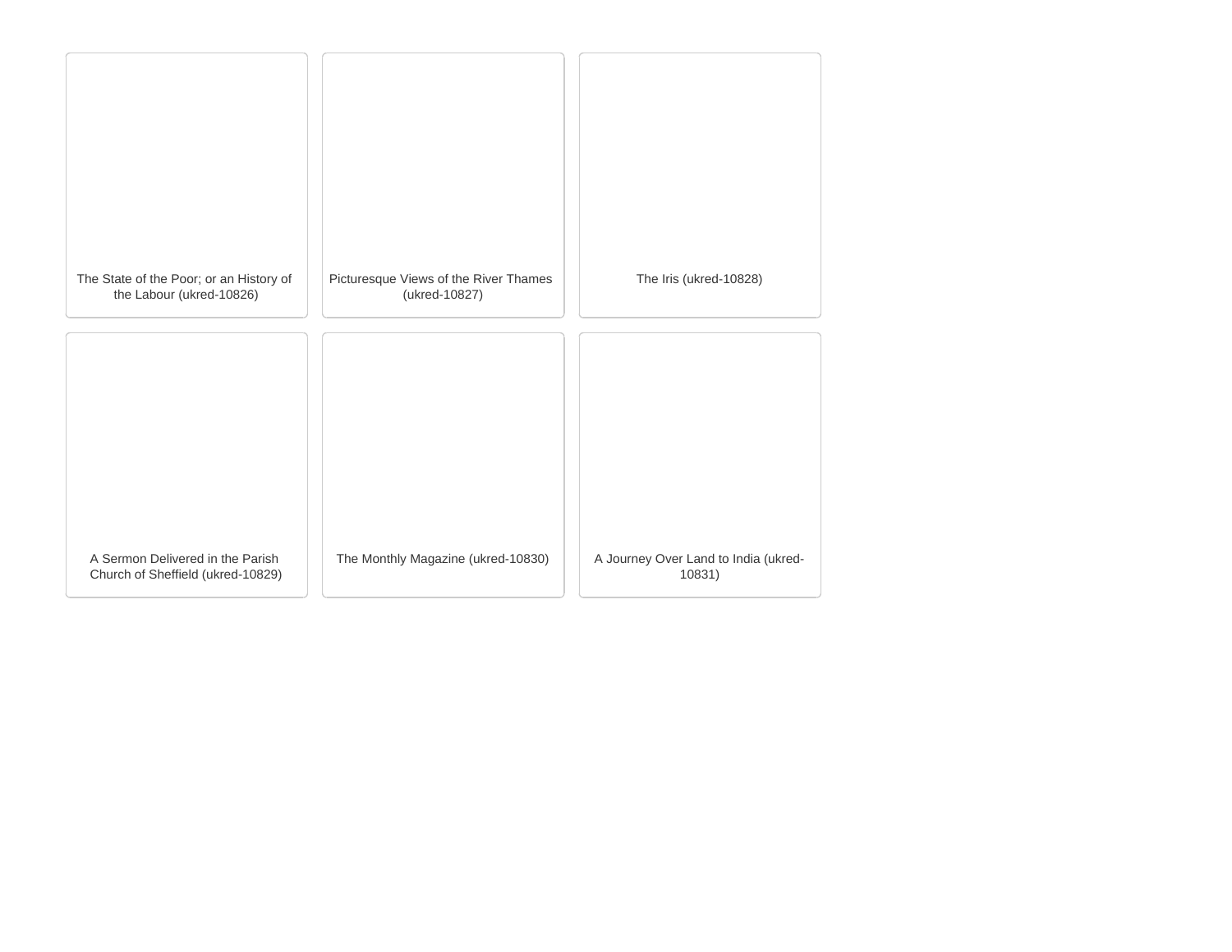The State of the Poor; or an History of the Labour (ukred-10826)

Picturesque Views of the River Thames (ukred-10827)

The Iris (ukred-10828)

A Sermon Delivered in the Parish Church of Sheffield (ukred-10829)

The Monthly Magazine (ukred-10830)

A Journey Over Land to India (ukred-10831)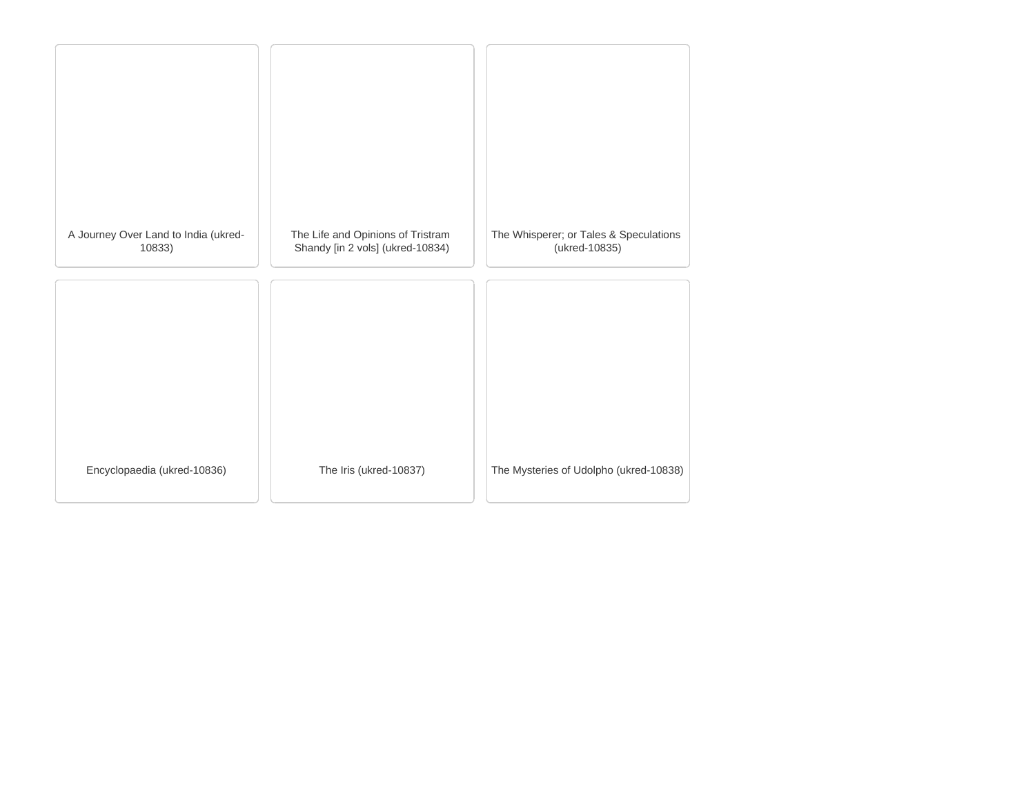A Journey Over Land to India (ukred-10833)

The Life and Opinions of Tristram Shandy [in 2 vols] (ukred-10834)

The Whisperer; or Tales & Speculations (ukred-10835)

Encyclopaedia (ukred-10836)

The Iris (ukred-10837)

The Mysteries of Udolpho (ukred-10838)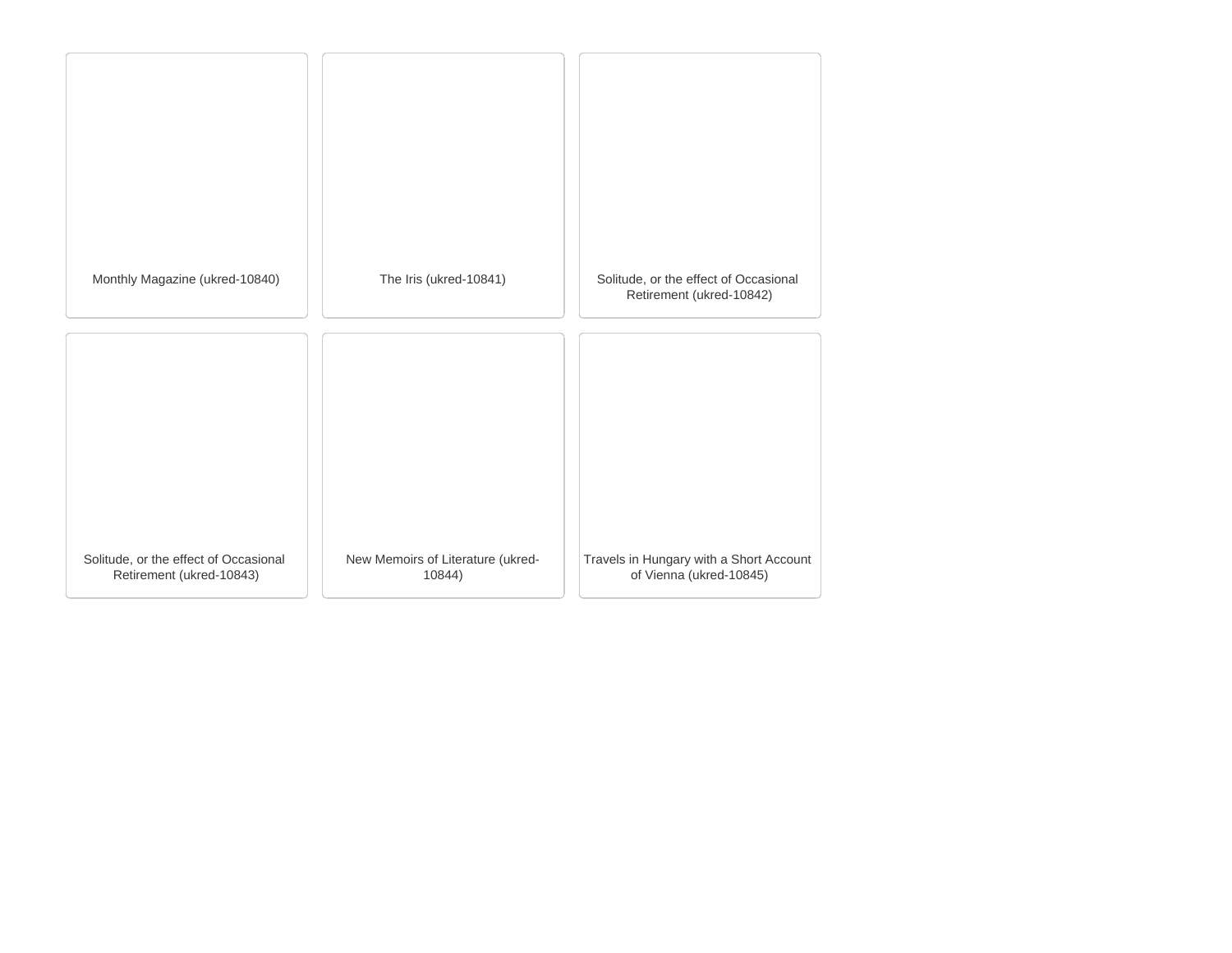Monthly Magazine (ukred-10840)

The Iris (ukred-10841)

Solitude, or the effect of Occasional Retirement (ukred-10842)

Solitude, or the effect of Occasional Retirement (ukred-10843)

New Memoirs of Literature (ukred-10844)

Travels in Hungary with a Short Account of Vienna (ukred-10845)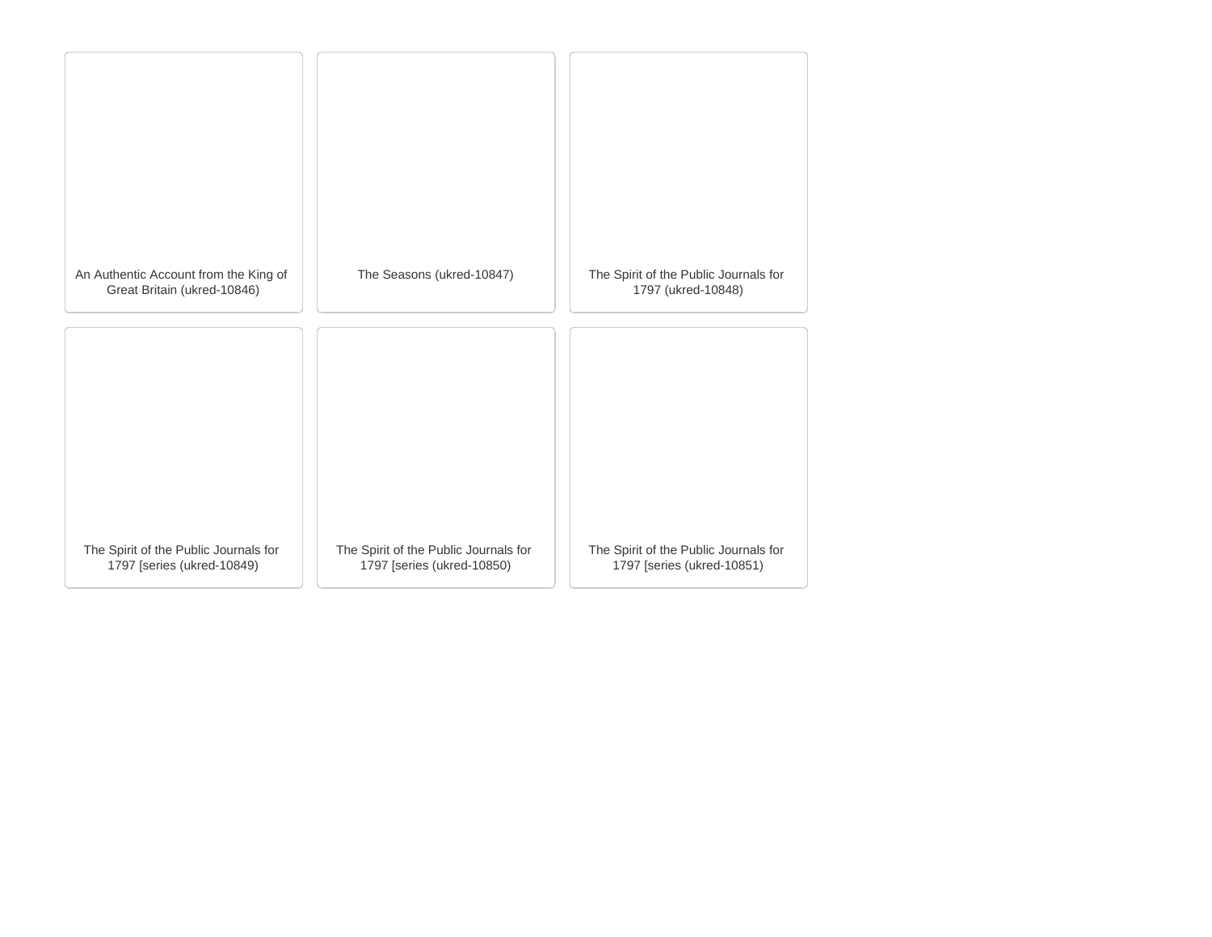An Authentic Account from the King of Great Britain (ukred-10846)

The Seasons (ukred-10847)

The Spirit of the Public Journals for 1797 (ukred-10848)

The Spirit of the Public Journals for 1797 [series (ukred-10849)

The Spirit of the Public Journals for 1797 [series (ukred-10850)

The Spirit of the Public Journals for 1797 [series (ukred-10851)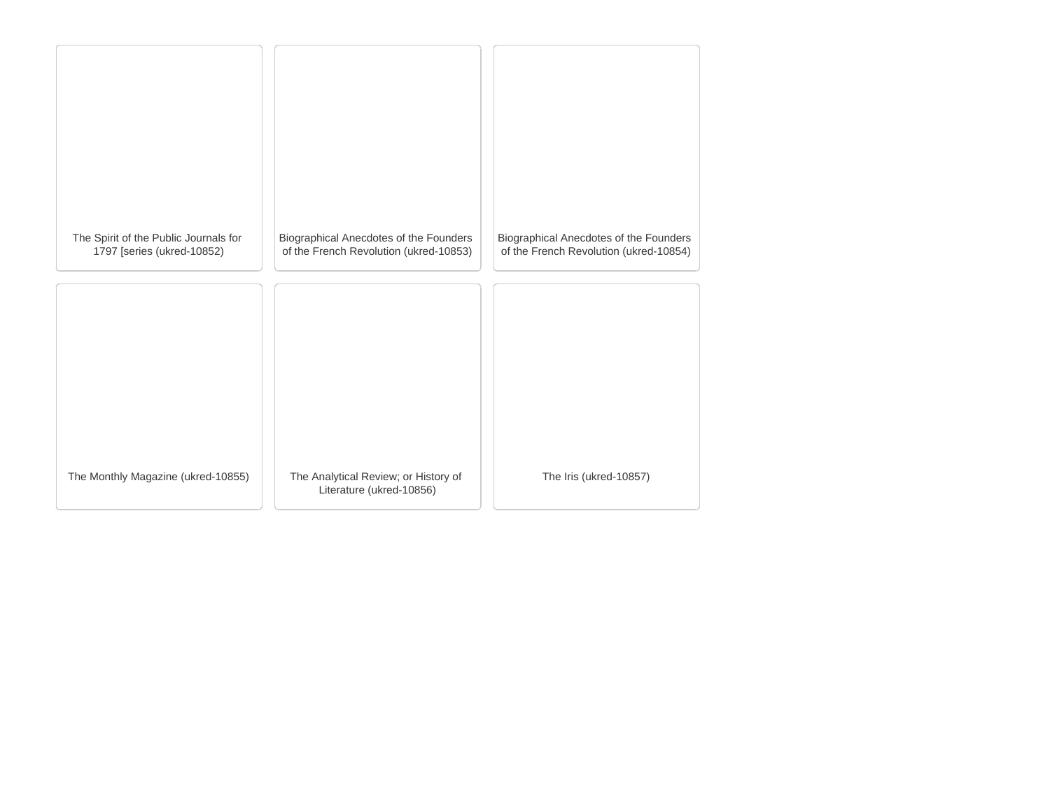The Spirit of the Public Journals for 1797 [series (ukred-10852)

Biographical Anecdotes of the Founders of the French Revolution (ukred-10853)

Biographical Anecdotes of the Founders of the French Revolution (ukred-10854)

The Monthly Magazine (ukred-10855)

The Analytical Review; or History of Literature (ukred-10856)

The Iris (ukred-10857)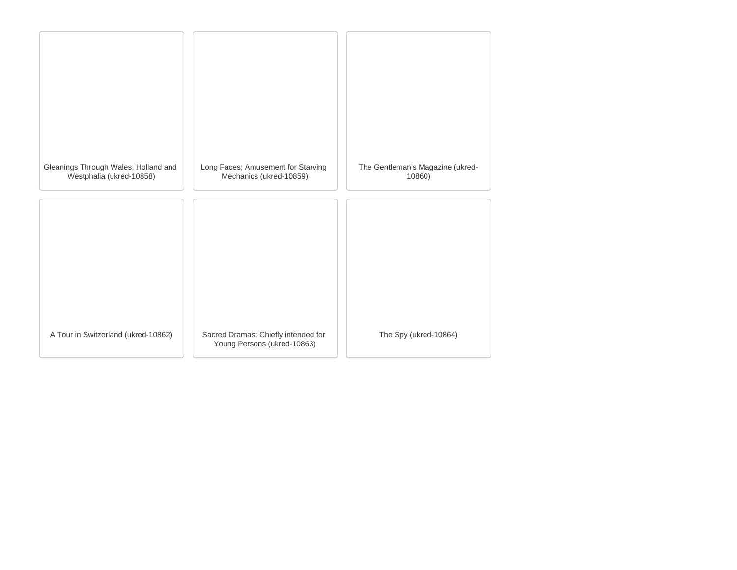Gleanings Through Wales, Holland and Westphalia (ukred-10858)

Long Faces; Amusement for Starving Mechanics (ukred-10859)

The Gentleman's Magazine (ukred-10860)

A Tour in Switzerland (ukred-10862)

Sacred Dramas: Chiefly intended for Young Persons (ukred-10863)

The Spy (ukred-10864)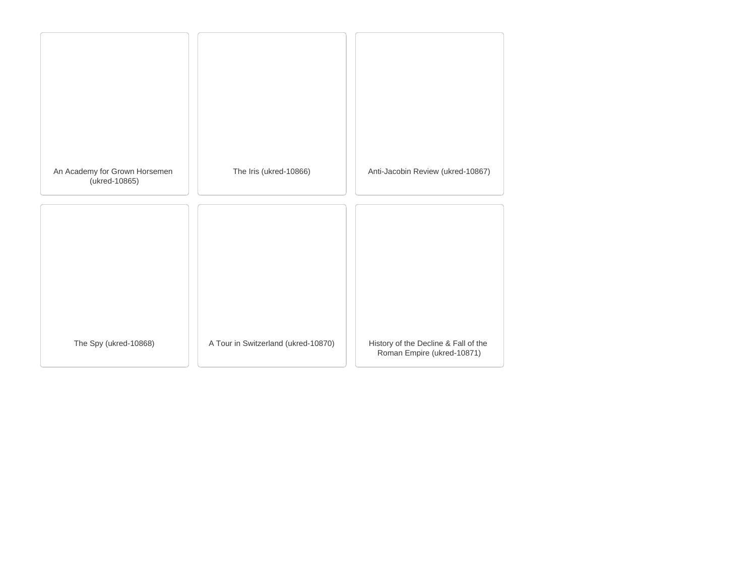An Academy for Grown Horsemen (ukred-10865)

The Iris (ukred-10866)

Anti-Jacobin Review (ukred-10867)

The Spy (ukred-10868)

A Tour in Switzerland (ukred-10870)

History of the Decline & Fall of the Roman Empire (ukred-10871)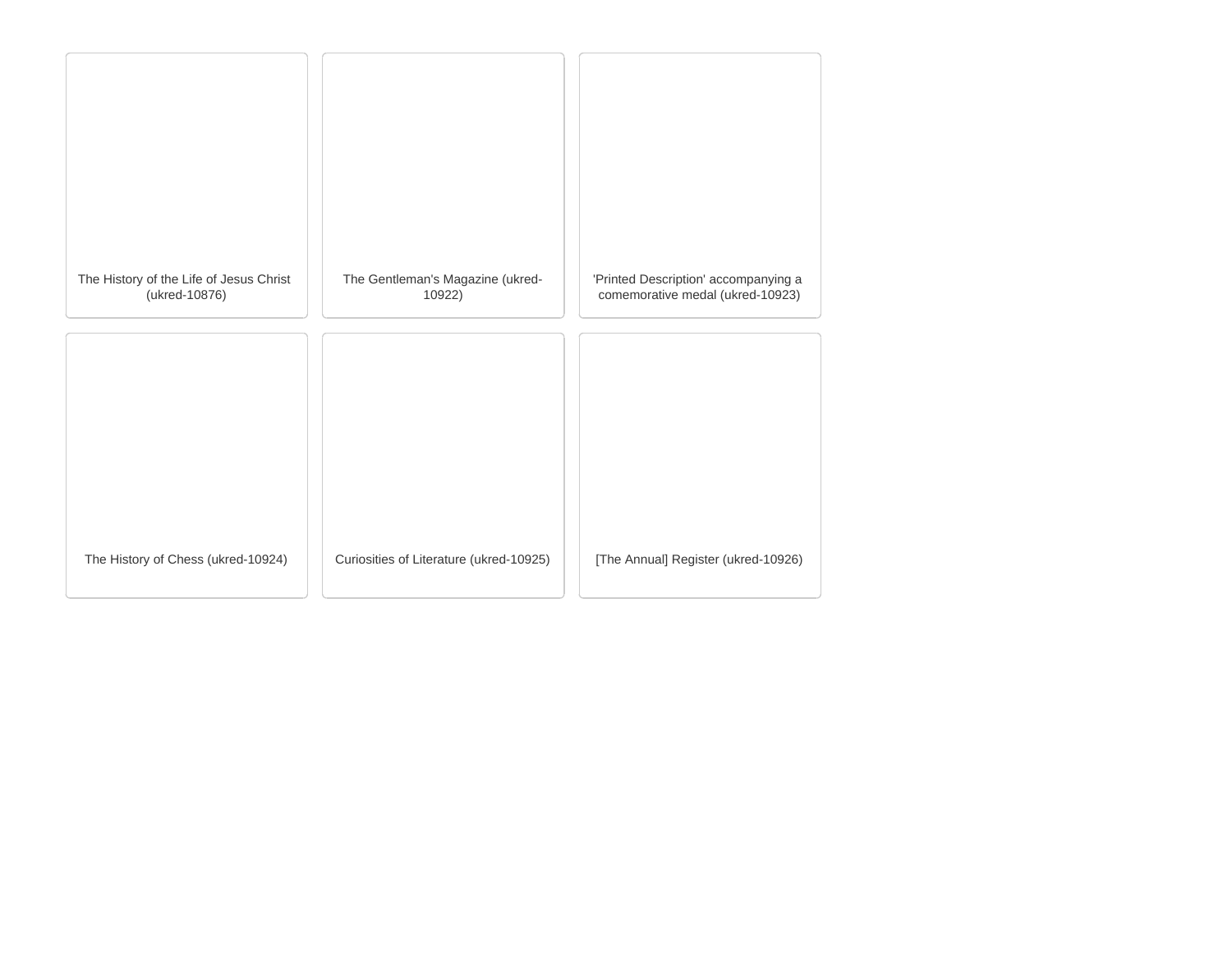The History of the Life of Jesus Christ (ukred-10876)

The Gentleman's Magazine (ukred-10922)

'Printed Description' accompanying a comemorative medal (ukred-10923)

The History of Chess (ukred-10924)

Curiosities of Literature (ukred-10925)

[The Annual] Register (ukred-10926)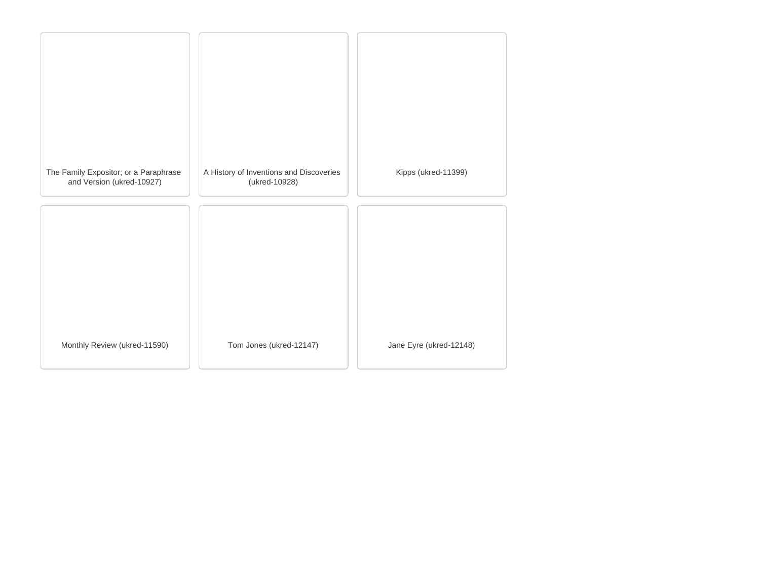The Family Expositor; or a Paraphrase and Version (ukred-10927)

A History of Inventions and Discoveries (ukred-10928)

Kipps (ukred-11399)

Monthly Review (ukred-11590)

Tom Jones (ukred-12147)

Jane Eyre (ukred-12148)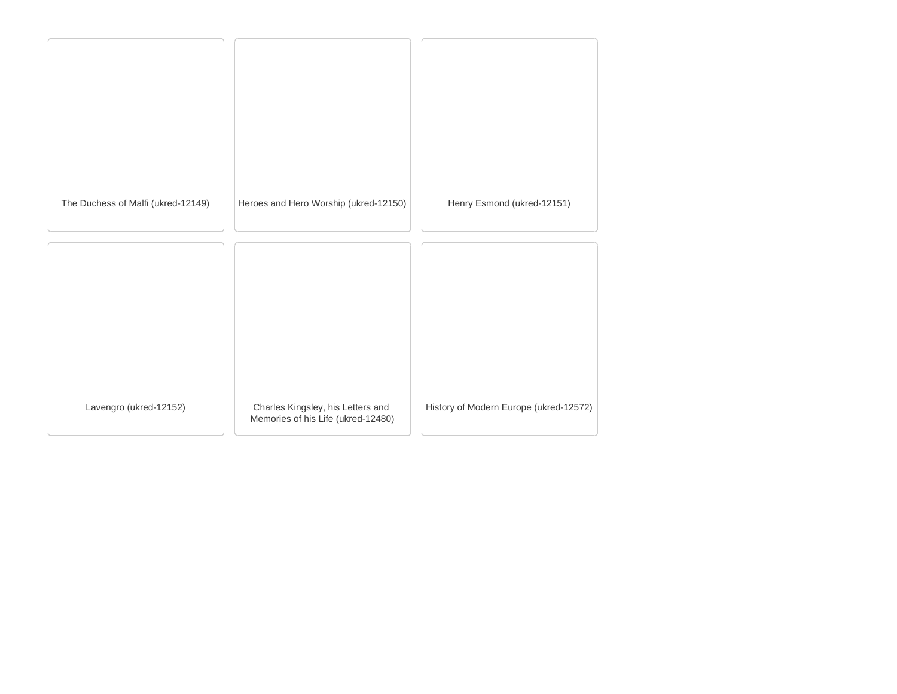The Duchess of Malfi (ukred-12149)

Heroes and Hero Worship (ukred-12150)

Henry Esmond (ukred-12151)

Lavengro (ukred-12152)

Charles Kingsley, his Letters and Memories of his Life (ukred-12480)

History of Modern Europe (ukred-12572)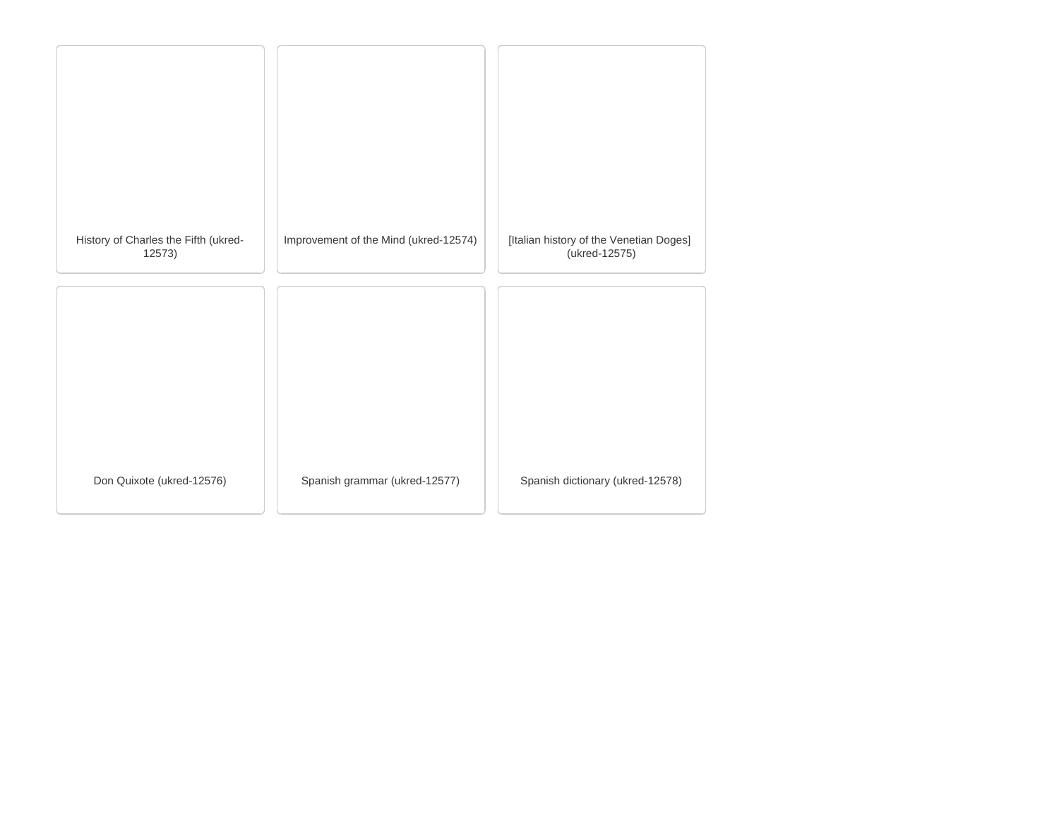History of Charles the Fifth (ukred-12573)

Improvement of the Mind (ukred-12574)

[Italian history of the Venetian Doges] (ukred-12575)

Don Quixote (ukred-12576)

Spanish grammar (ukred-12577)

Spanish dictionary (ukred-12578)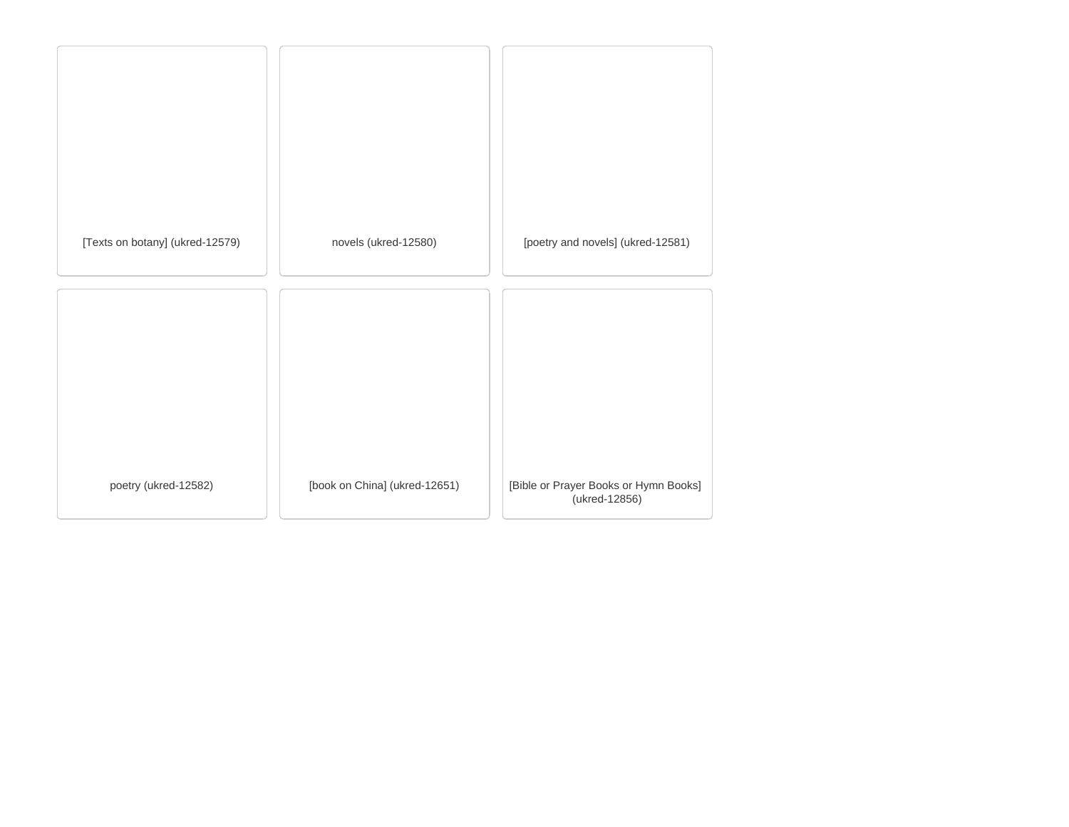[Texts on botany] (ukred-12579)

novels (ukred-12580)

[poetry and novels] (ukred-12581)

poetry (ukred-12582)

[book on China] (ukred-12651)

[Bible or Prayer Books or Hymn Books] (ukred-12856)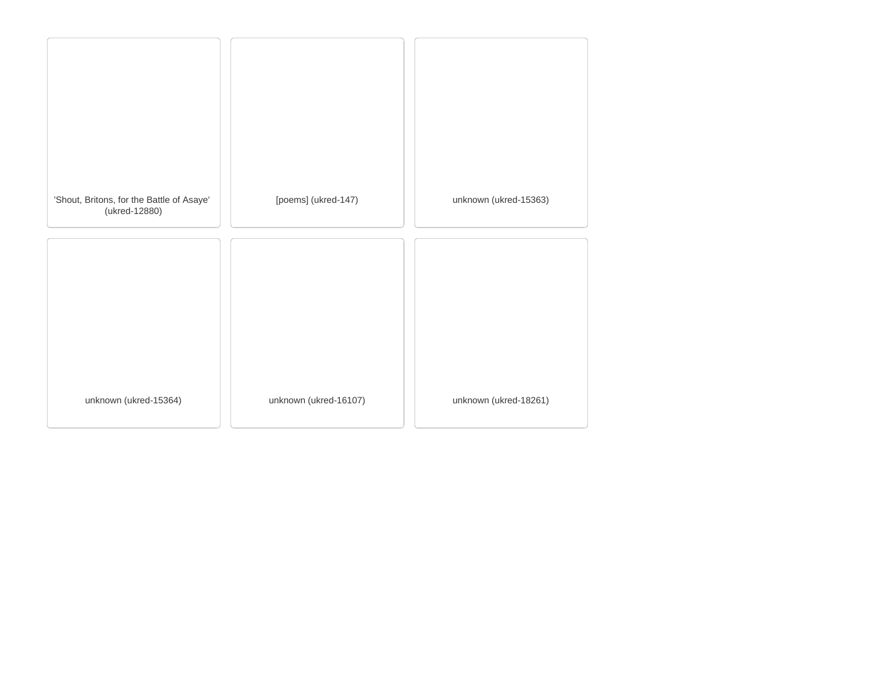'Shout, Britons, for the Battle of Asaye' (ukred-12880)

[poems] (ukred-147)

unknown (ukred-15363)

unknown (ukred-15364)

unknown (ukred-16107)

unknown (ukred-18261)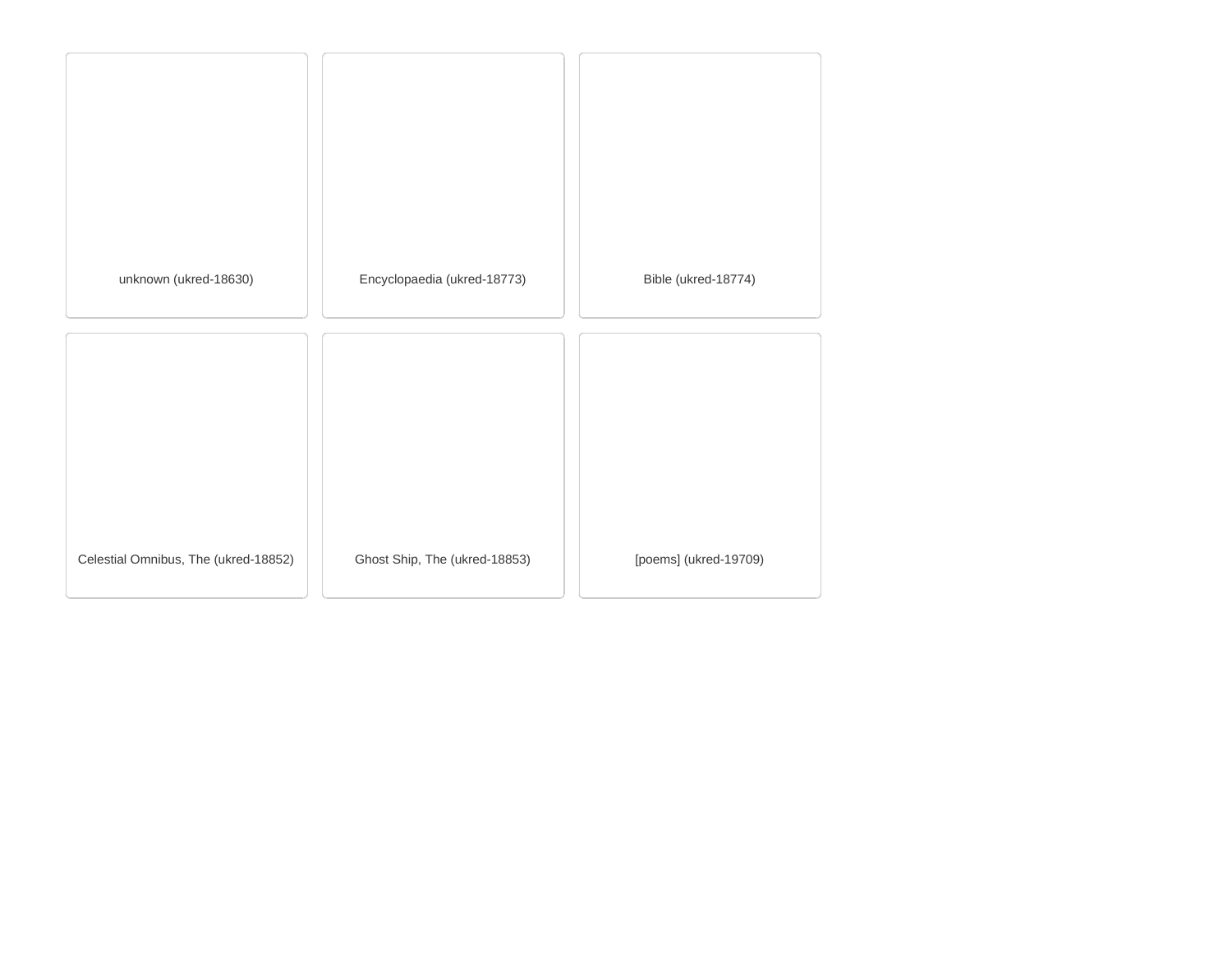unknown (ukred-18630)

Encyclopaedia (ukred-18773)

Bible (ukred-18774)

Celestial Omnibus, The (ukred-18852)

Ghost Ship, The (ukred-18853)

[poems] (ukred-19709)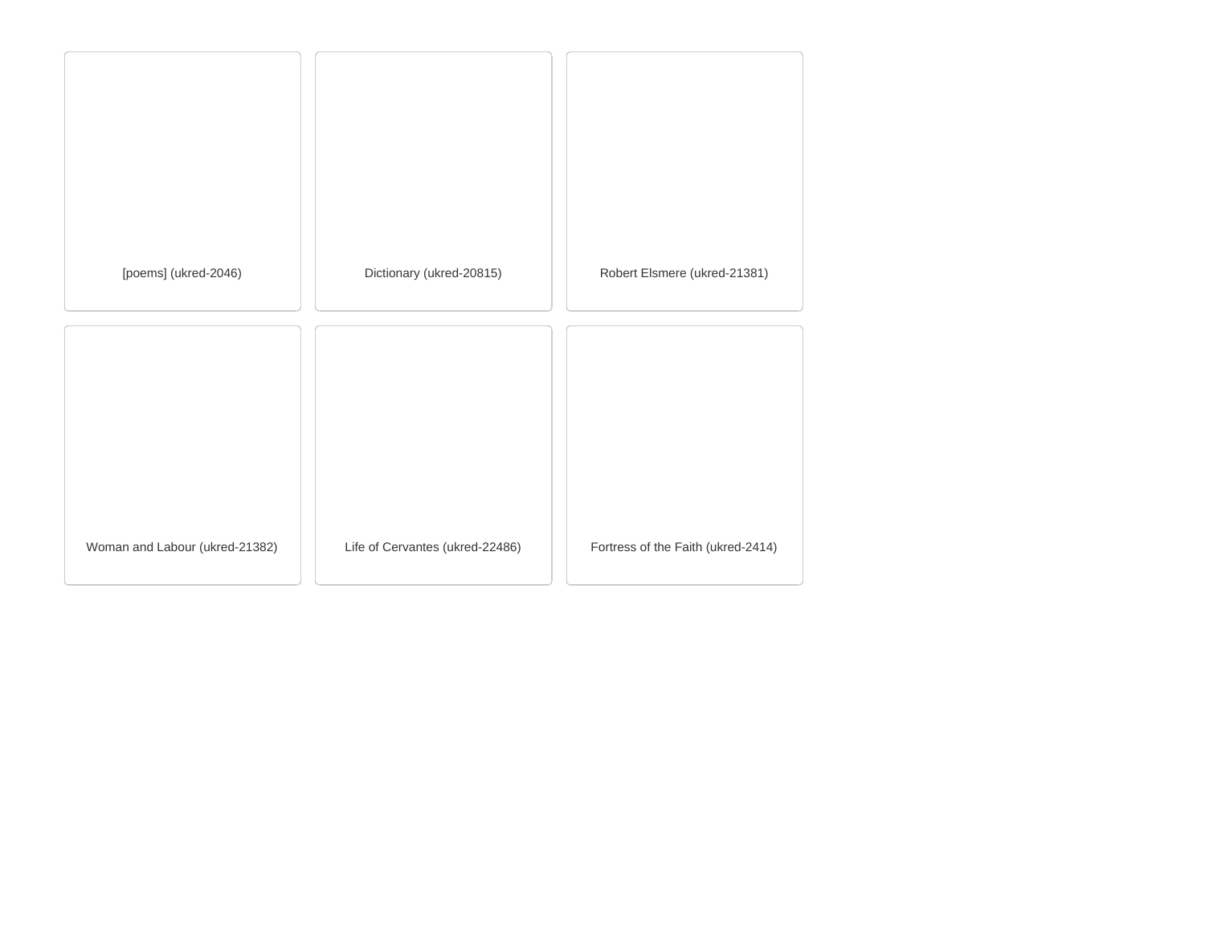[poems] (ukred-2046)

Dictionary (ukred-20815)

Robert Elsmere (ukred-21381)

Woman and Labour (ukred-21382)

Life of Cervantes (ukred-22486)

Fortress of the Faith (ukred-2414)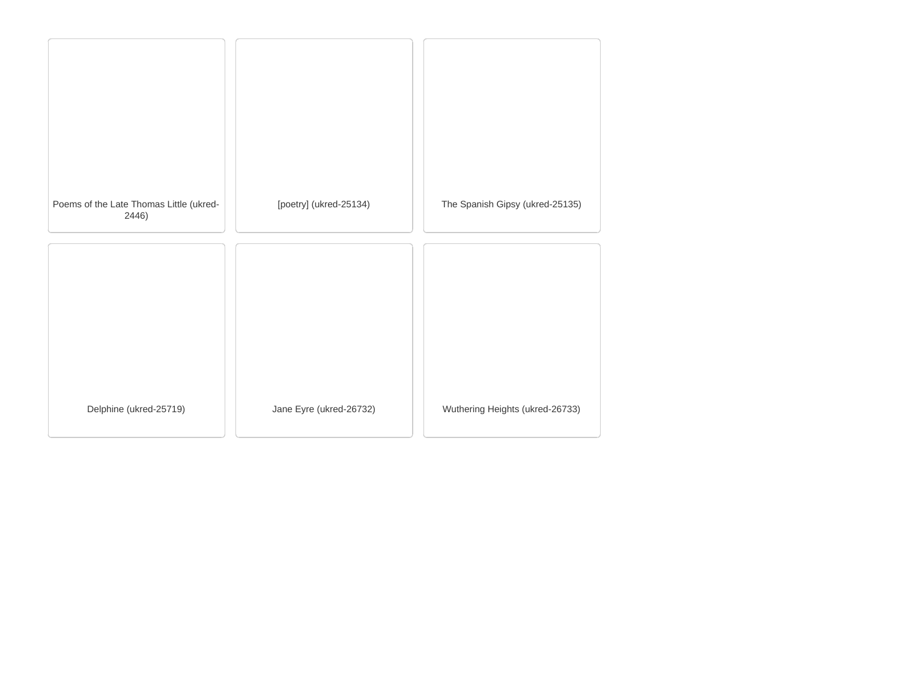Poems of the Late Thomas Little (ukred-2446)

[poetry] (ukred-25134)

The Spanish Gipsy (ukred-25135)

Delphine (ukred-25719)

Jane Eyre (ukred-26732)

Wuthering Heights (ukred-26733)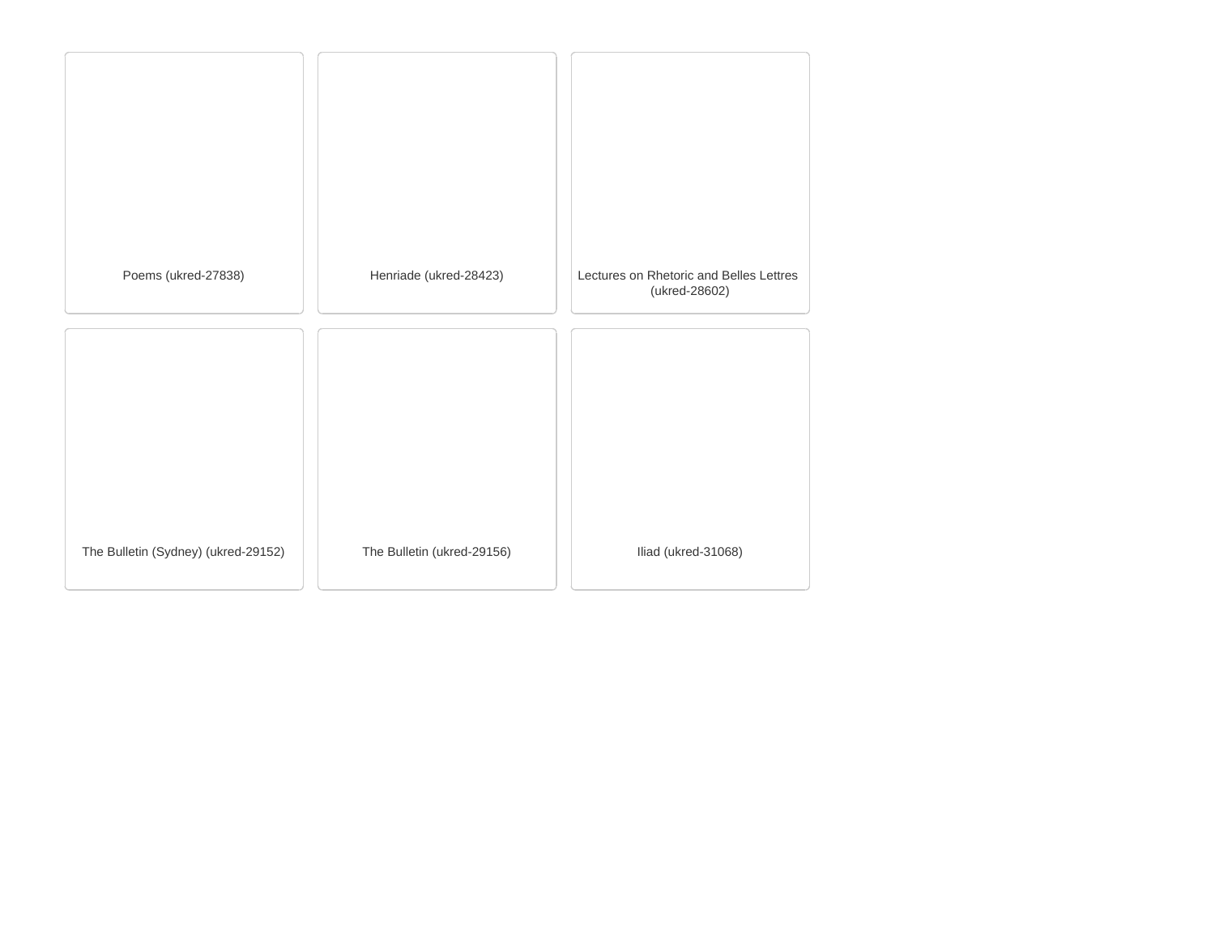Poems (ukred-27838)

Henriade (ukred-28423)

Lectures on Rhetoric and Belles Lettres (ukred-28602)

The Bulletin (Sydney) (ukred-29152)

The Bulletin (ukred-29156)

Iliad (ukred-31068)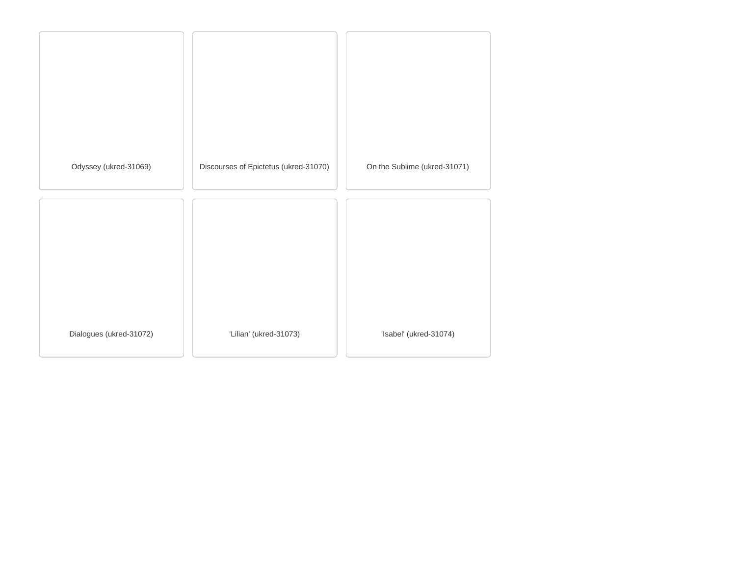Odyssey (ukred-31069)

Discourses of Epictetus (ukred-31070)

On the Sublime (ukred-31071)

Dialogues (ukred-31072)

'Lilian' (ukred-31073)

'Isabel' (ukred-31074)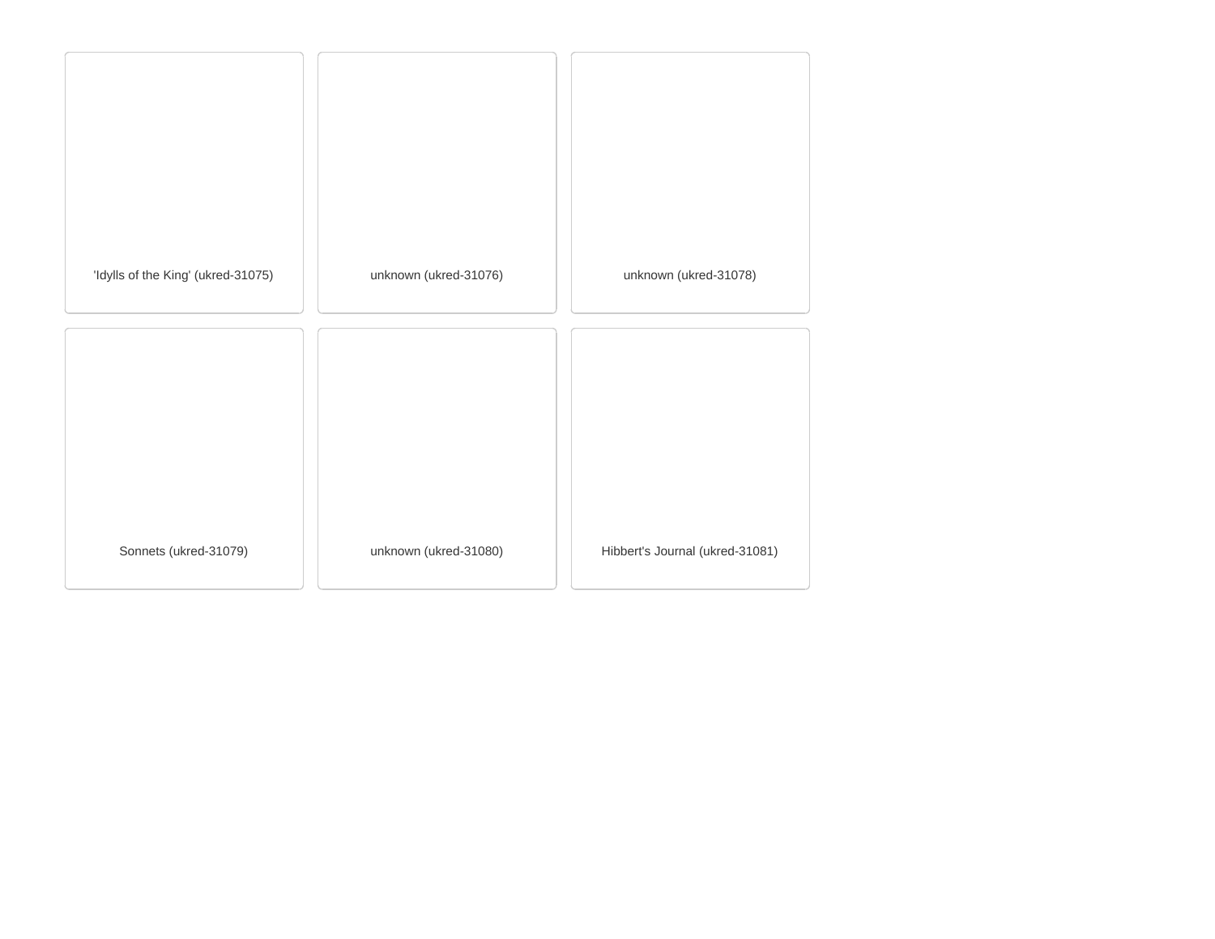'Idylls of the King' (ukred-31075)

unknown (ukred-31076)

unknown (ukred-31078)

Sonnets (ukred-31079)

unknown (ukred-31080)

Hibbert's Journal (ukred-31081)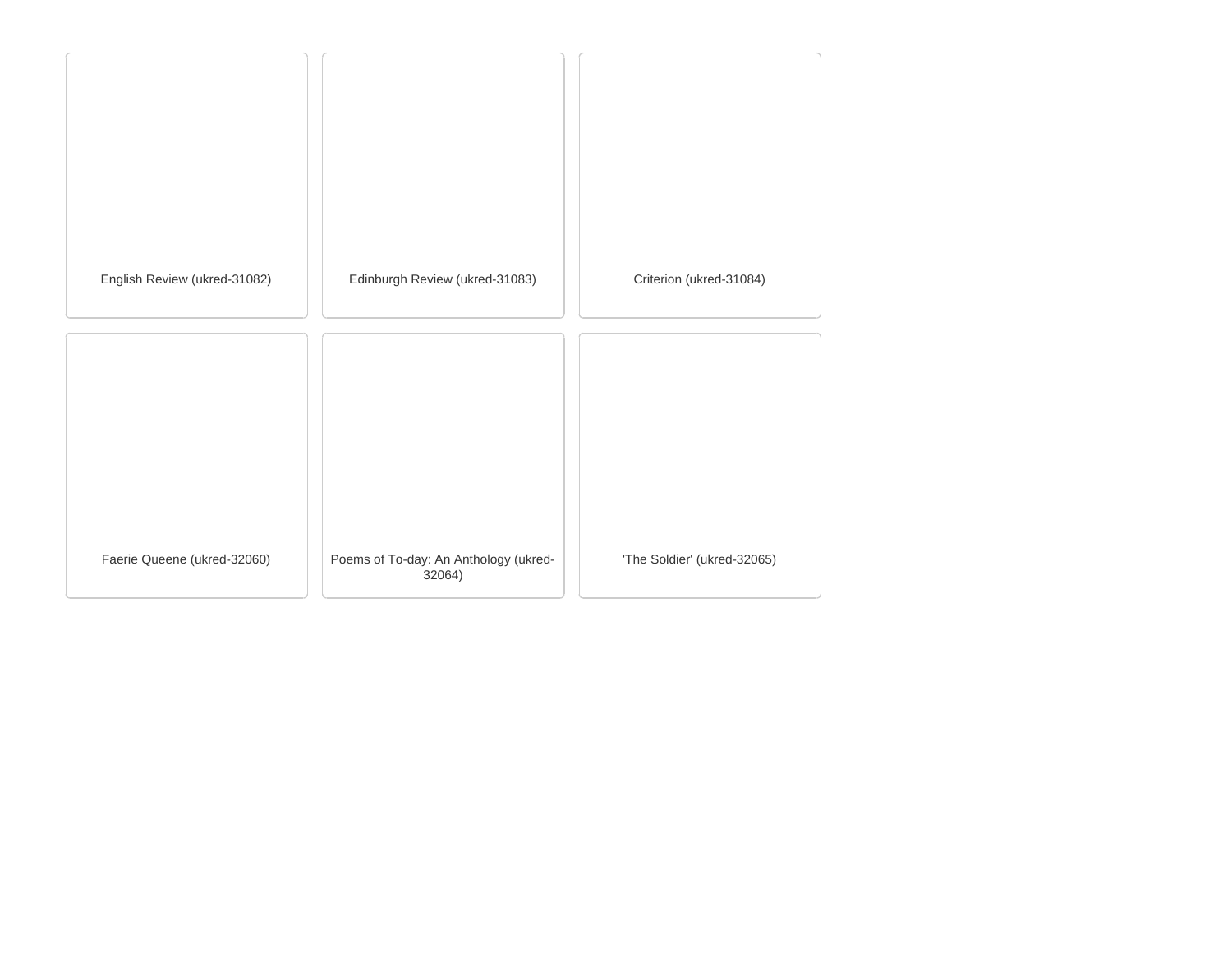English Review (ukred-31082)

Edinburgh Review (ukred-31083)

Criterion (ukred-31084)

Faerie Queene (ukred-32060)

Poems of To-day: An Anthology (ukred-32064)

'The Soldier' (ukred-32065)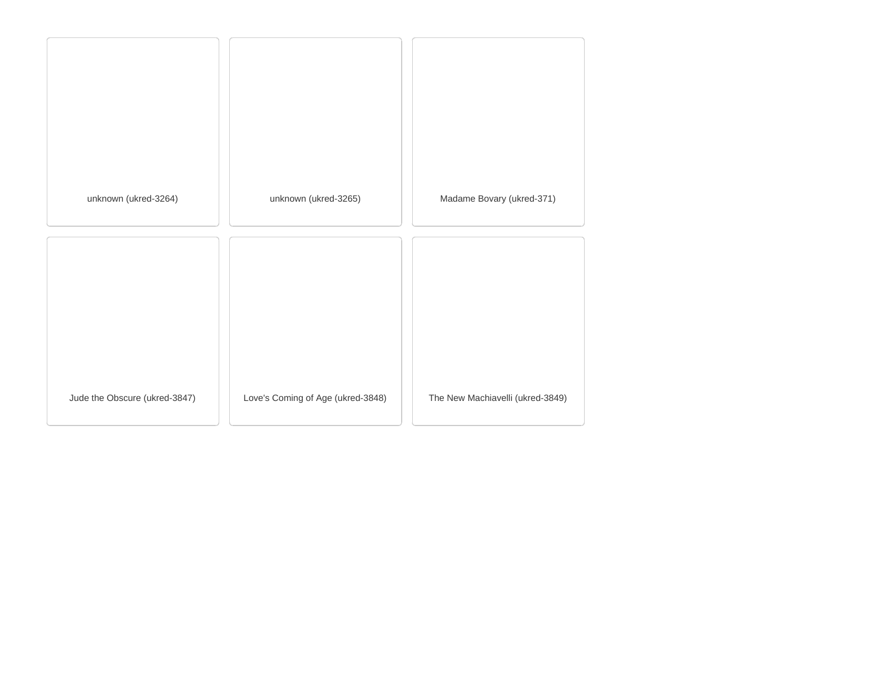unknown (ukred-3264)

unknown (ukred-3265)

Madame Bovary (ukred-371)

Jude the Obscure (ukred-3847)

Love's Coming of Age (ukred-3848)

The New Machiavelli (ukred-3849)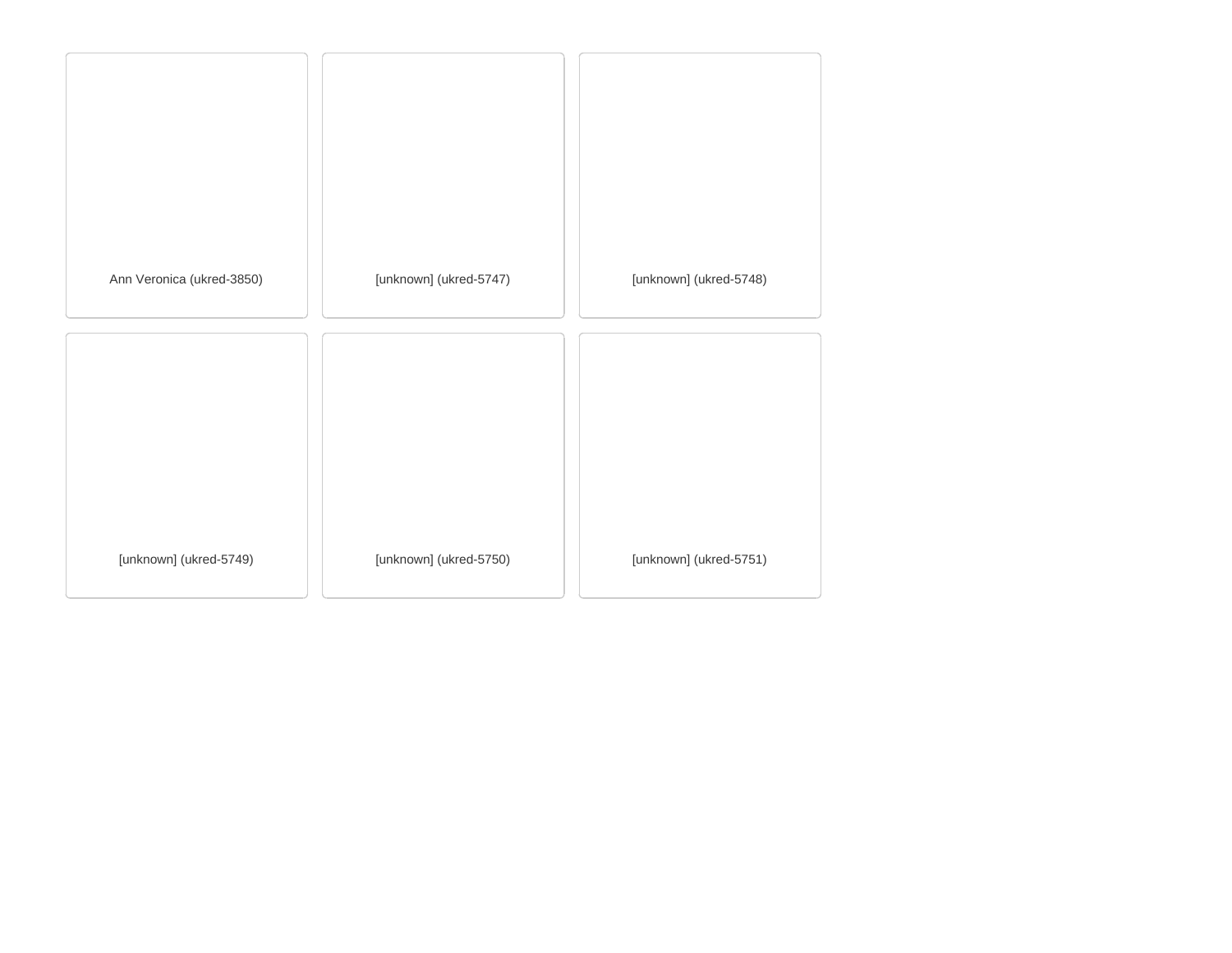Ann Veronica (ukred-3850)

[unknown] (ukred-5747)

[unknown] (ukred-5748)

[unknown] (ukred-5749)

[unknown] (ukred-5750)

[unknown] (ukred-5751)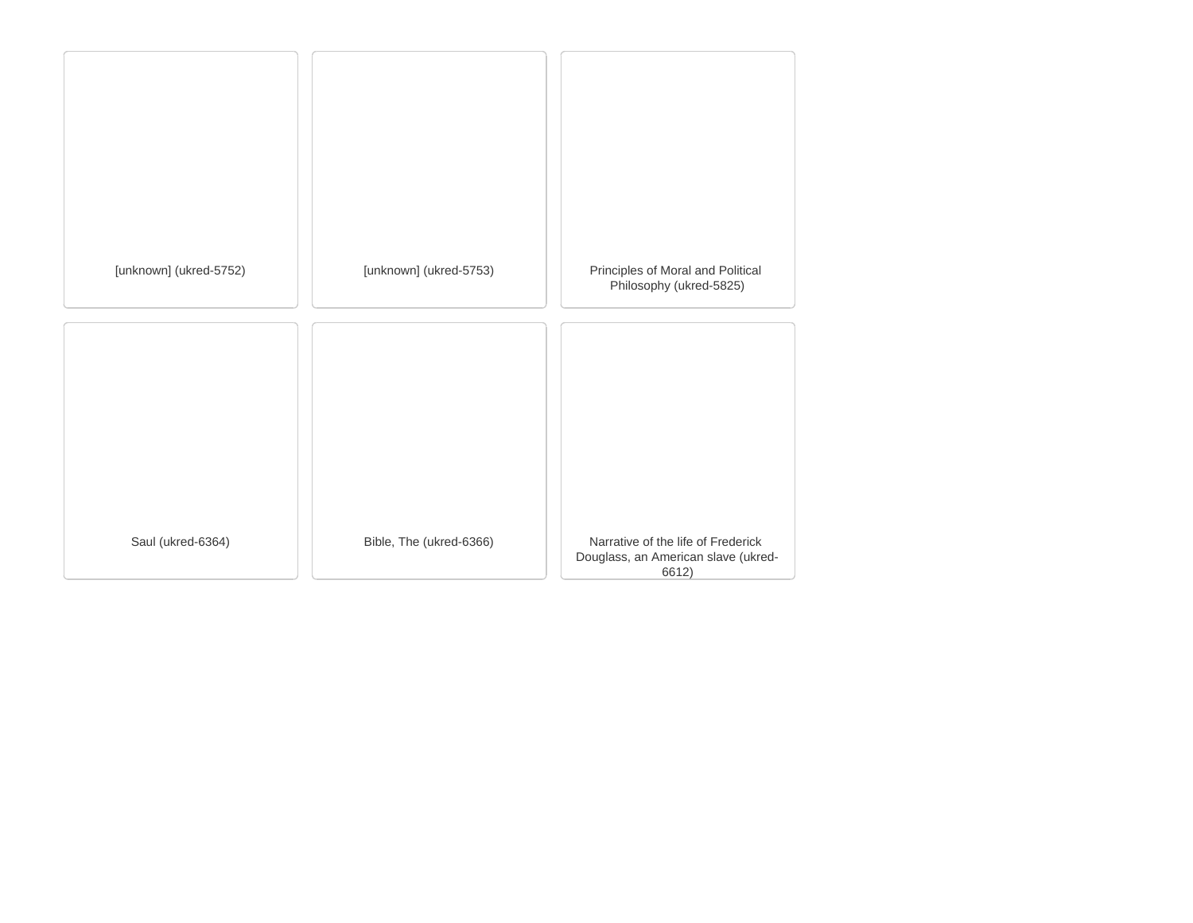[unknown] (ukred-5752)

[unknown] (ukred-5753)

Principles of Moral and Political Philosophy (ukred-5825)

Saul (ukred-6364)

Bible, The (ukred-6366)

Narrative of the life of Frederick Douglass, an American slave (ukred-6612)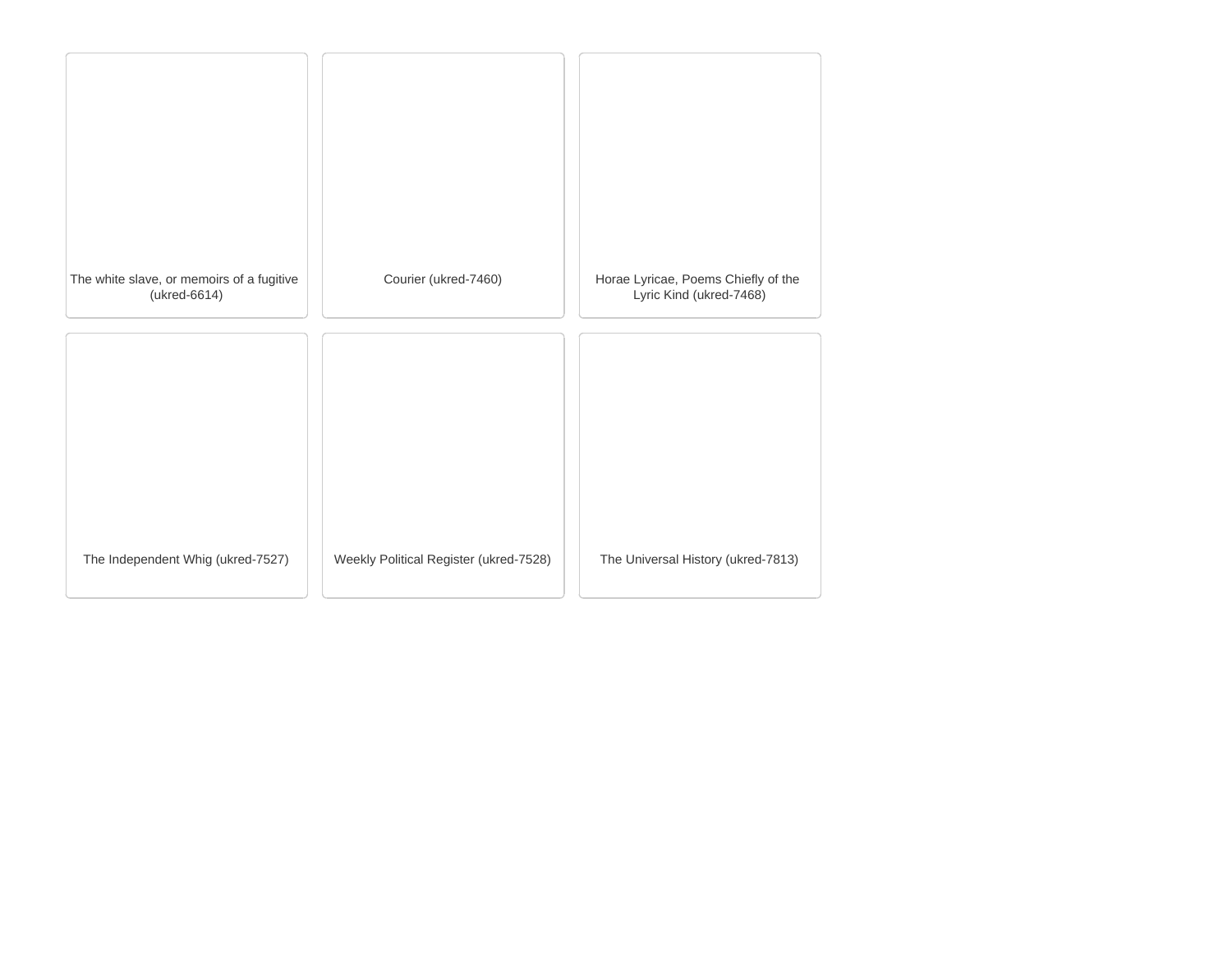The white slave, or memoirs of a fugitive (ukred-6614)

Courier (ukred-7460)

Horae Lyricae, Poems Chiefly of the Lyric Kind (ukred-7468)

The Independent Whig (ukred-7527)

Weekly Political Register (ukred-7528)

The Universal History (ukred-7813)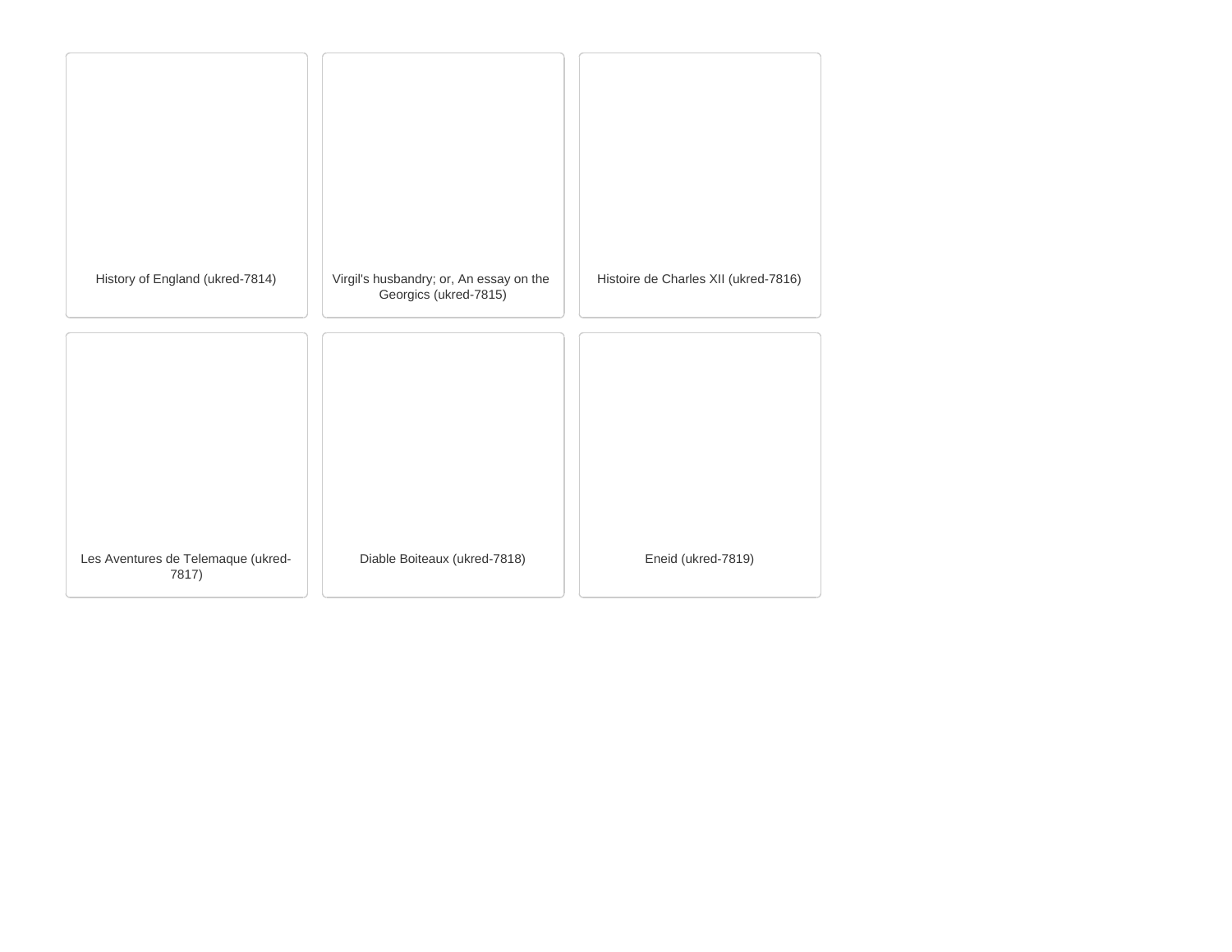History of England (ukred-7814)

Virgil's husbandry; or, An essay on the Georgics (ukred-7815)

Histoire de Charles XII (ukred-7816)

Les Aventures de Telemaque (ukred-7817)

Diable Boiteaux (ukred-7818)

Eneid (ukred-7819)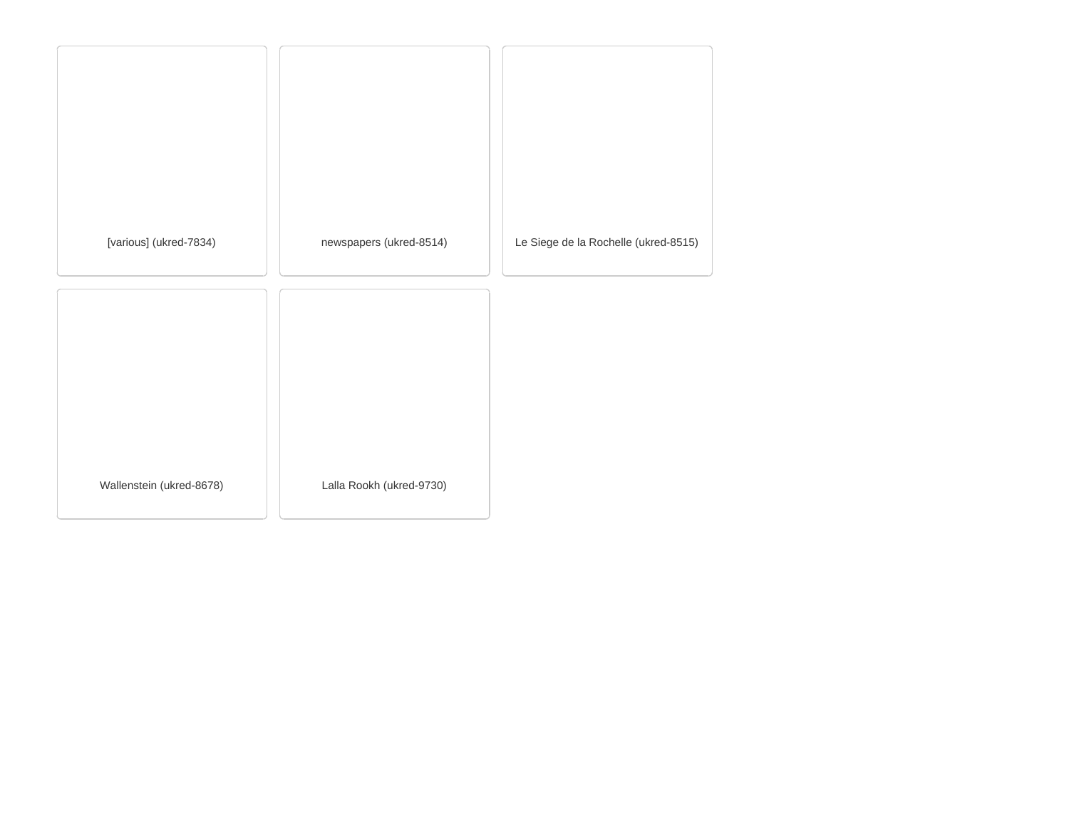[various] (ukred-7834)

newspapers (ukred-8514)

Le Siege de la Rochelle (ukred-8515)

Wallenstein (ukred-8678)

Lalla Rookh (ukred-9730)